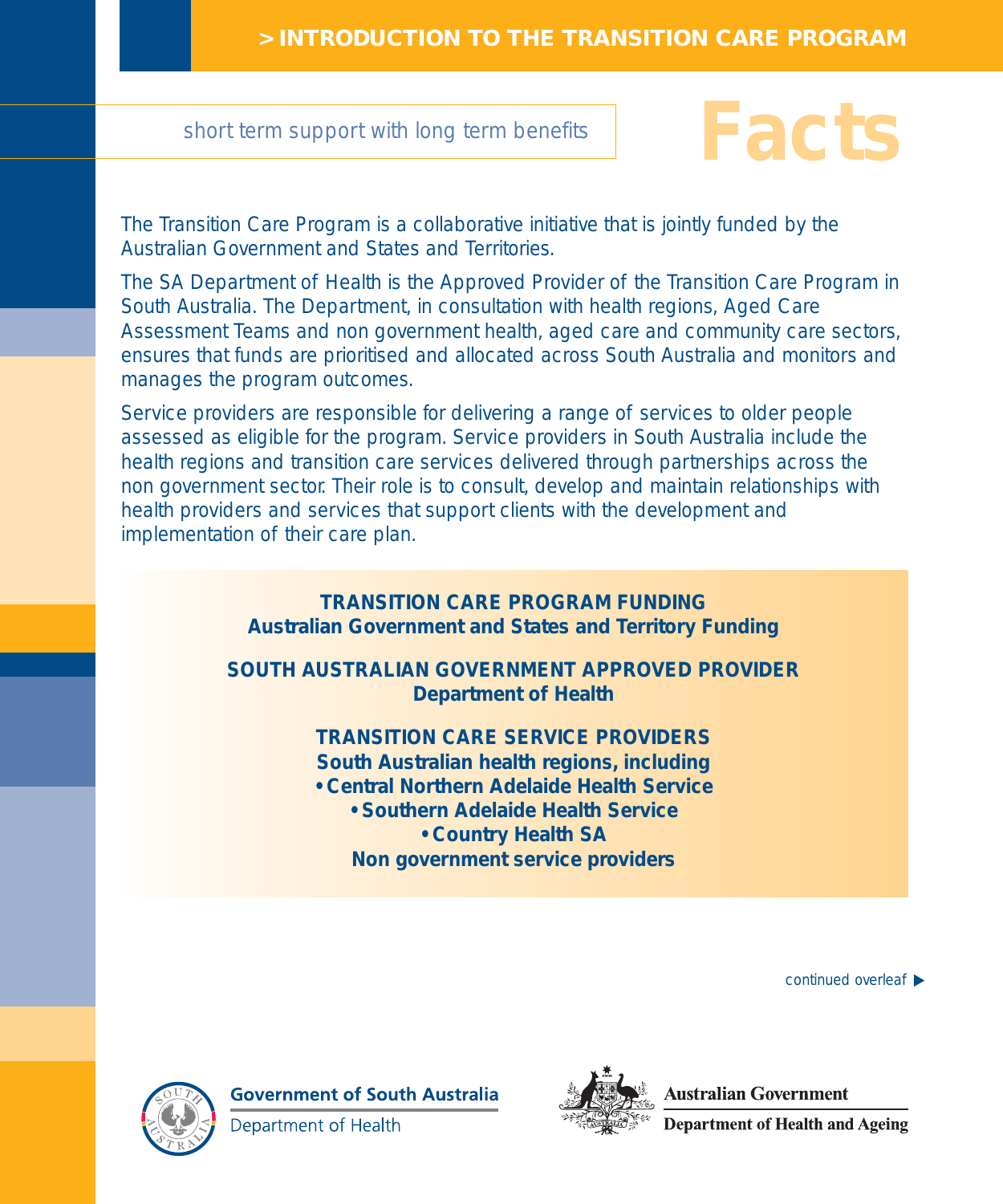# > INTRODUCTION TO THE TRANSITION CARE PROGRAM

short term support with long term benefits

# Facts

The Transition Care Program is a collaborative initiative that is jointly funded by the Australian Government and States and Territories.

The SA Department of Health is the Approved Provider of the Transition Care Program in South Australia. The Department, in consultation with health regions, Aged Care Assessment Teams and non government health, aged care and community care sectors, ensures that funds are prioritised and allocated across South Australia and monitors and manages the program outcomes.

Service providers are responsible for delivering a range of services to older people assessed as eligible for the program. Service providers in South Australia include the health regions and transition care services delivered through partnerships across the non government sector. Their role is to consult, develop and maintain relationships with health providers and services that support clients with the development and implementation of their care plan.

**TRANSITION CARE PROGRAM FUNDING**
**Australian Government and States and Territory Funding**

**SOUTH AUSTRALIAN GOVERNMENT APPROVED PROVIDER**
**Department of Health**

**TRANSITION CARE SERVICE PROVIDERS**
**South Australian health regions, including**

- **Central Northern Adelaide Health Service**
- **Southern Adelaide Health Service**
- **Country Health SA**

**Non government service providers**

continued overleaf ▶

Government of South Australia
Department of Health

Australian Government
Department of Health and Ageing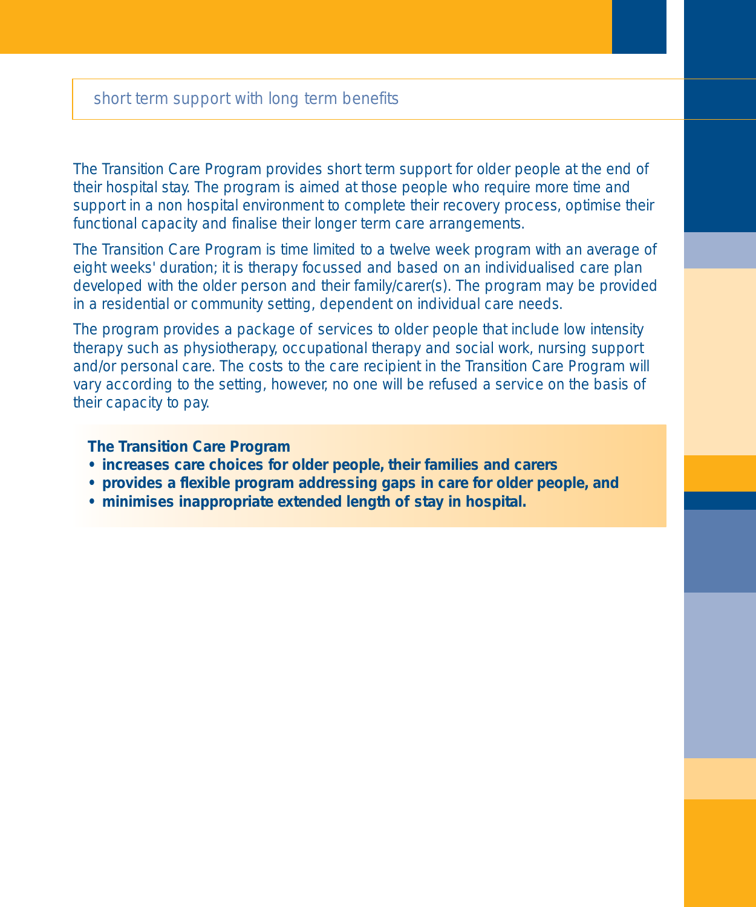short term support with long term benefits

The Transition Care Program provides short term support for older people at the end of their hospital stay. The program is aimed at those people who require more time and support in a non hospital environment to complete their recovery process, optimise their functional capacity and finalise their longer term care arrangements.

The Transition Care Program is time limited to a twelve week program with an average of eight weeks' duration; it is therapy focussed and based on an individualised care plan developed with the older person and their family/carer(s). The program may be provided in a residential or community setting, dependent on individual care needs.

The program provides a package of services to older people that include low intensity therapy such as physiotherapy, occupational therapy and social work, nursing support and/or personal care. The costs to the care recipient in the Transition Care Program will vary according to the setting, however, no one will be refused a service on the basis of their capacity to pay.

**The Transition Care Program**

- **increases care choices for older people, their families and carers**
- **provides a flexible program addressing gaps in care for older people, and**
- **minimises inappropriate extended length of stay in hospital.**